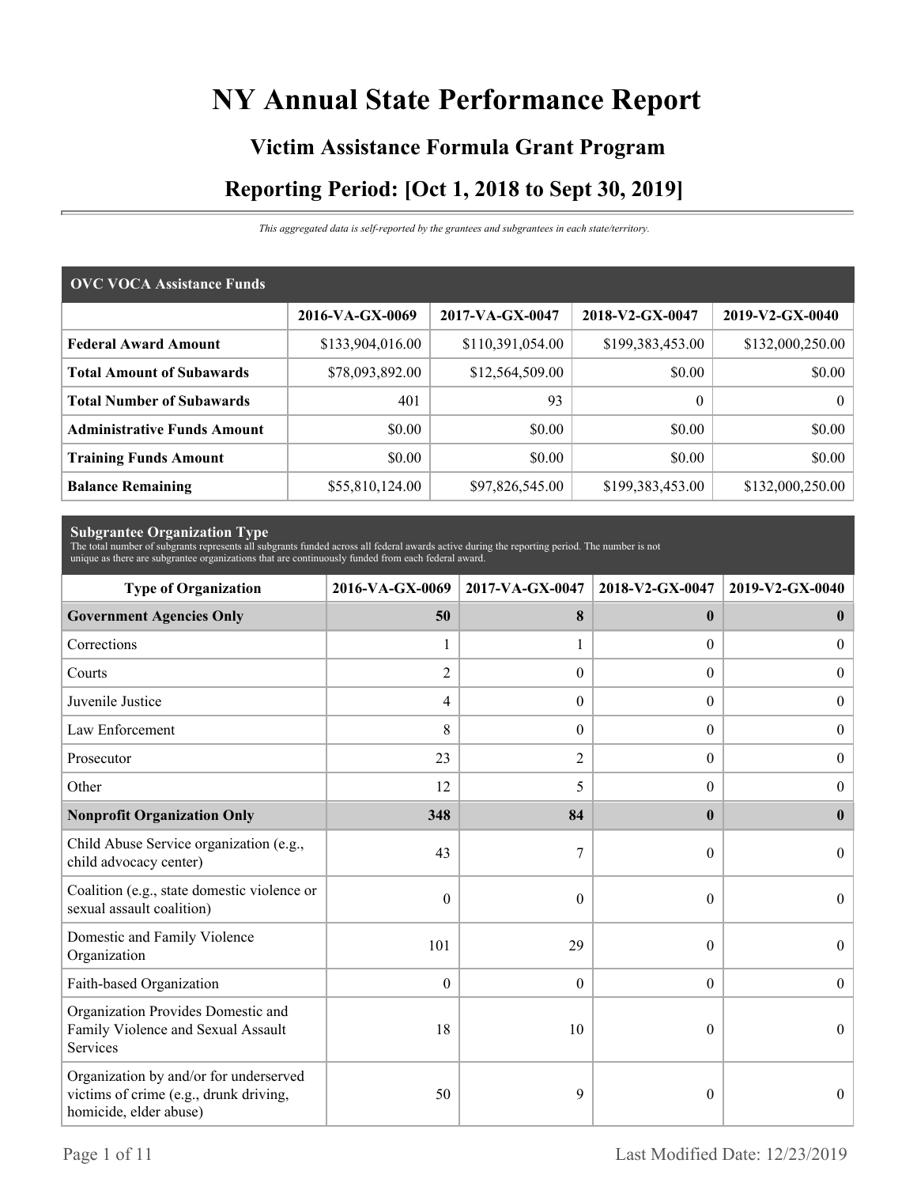# NY Annual State Performance Report

## Victim Assistance Formula Grant Program

## Reporting Period: [Oct 1, 2018 to Sept 30, 2019]

*This aggregated data is self-reported by the grantees and subgrantees in each state/territory.*

| OVC VOCA Assistance Funds | 2016-VA-GX-0069 | 2017-VA-GX-0047 | 2018-V2-GX-0047 | 2019-V2-GX-0040 |
|---|---|---|---|---|
| **Federal Award Amount** | $133,904,016.00 | $110,391,054.00 | $199,383,453.00 | $132,000,250.00 |
| **Total Amount of Subawards** | $78,093,892.00 | $12,564,509.00 | $0.00 | $0.00 |
| **Total Number of Subawards** | 401 | 93 | 0 | 0 |
| **Administrative Funds Amount** | $0.00 | $0.00 | $0.00 | $0.00 |
| **Training Funds Amount** | $0.00 | $0.00 | $0.00 | $0.00 |
| **Balance Remaining** | $55,810,124.00 | $97,826,545.00 | $199,383,453.00 | $132,000,250.00 |

**Subgrantee Organization Type**

The total number of subgrants represents all subgrants funded across all federal awards active during the reporting period. The number is not unique as there are subgrantee organizations that are continuously funded from each federal award.

| Type of Organization | 2016-VA-GX-0069 | 2017-VA-GX-0047 | 2018-V2-GX-0047 | 2019-V2-GX-0040 |
|---|---|---|---|---|
| **Government Agencies Only** | **50** | **8** | **0** | **0** |
| Corrections | 1 | 1 | 0 | 0 |
| Courts | 2 | 0 | 0 | 0 |
| Juvenile Justice | 4 | 0 | 0 | 0 |
| Law Enforcement | 8 | 0 | 0 | 0 |
| Prosecutor | 23 | 2 | 0 | 0 |
| Other | 12 | 5 | 0 | 0 |
| **Nonprofit Organization Only** | **348** | **84** | **0** | **0** |
| Child Abuse Service organization (e.g., child advocacy center) | 43 | 7 | 0 | 0 |
| Coalition (e.g., state domestic violence or sexual assault coalition) | 0 | 0 | 0 | 0 |
| Domestic and Family Violence Organization | 101 | 29 | 0 | 0 |
| Faith-based Organization | 0 | 0 | 0 | 0 |
| Organization Provides Domestic and Family Violence and Sexual Assault Services | 18 | 10 | 0 | 0 |
| Organization by and/or for underserved victims of crime (e.g., drunk driving, homicide, elder abuse) | 50 | 9 | 0 | 0 |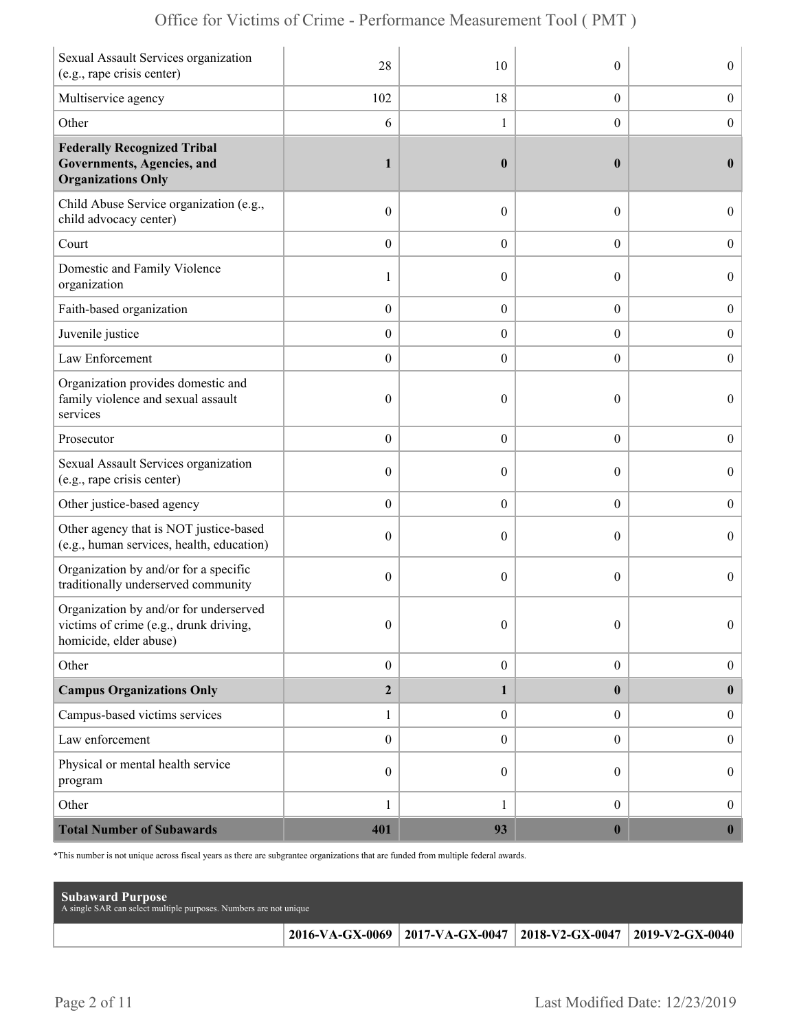| | | | | |
|---|---|---|---|---|
| Sexual Assault Services organization (e.g., rape crisis center) | 28 | 10 | 0 | 0 |
| Multiservice agency | 102 | 18 | 0 | 0 |
| Other | 6 | 1 | 0 | 0 |
| **Federally Recognized Tribal Governments, Agencies, and Organizations Only** | **1** | **0** | **0** | **0** |
| Child Abuse Service organization (e.g., child advocacy center) | 0 | 0 | 0 | 0 |
| Court | 0 | 0 | 0 | 0 |
| Domestic and Family Violence organization | 1 | 0 | 0 | 0 |
| Faith-based organization | 0 | 0 | 0 | 0 |
| Juvenile justice | 0 | 0 | 0 | 0 |
| Law Enforcement | 0 | 0 | 0 | 0 |
| Organization provides domestic and family violence and sexual assault services | 0 | 0 | 0 | 0 |
| Prosecutor | 0 | 0 | 0 | 0 |
| Sexual Assault Services organization (e.g., rape crisis center) | 0 | 0 | 0 | 0 |
| Other justice-based agency | 0 | 0 | 0 | 0 |
| Other agency that is NOT justice-based (e.g., human services, health, education) | 0 | 0 | 0 | 0 |
| Organization by and/or for a specific traditionally underserved community | 0 | 0 | 0 | 0 |
| Organization by and/or for underserved victims of crime (e.g., drunk driving, homicide, elder abuse) | 0 | 0 | 0 | 0 |
| Other | 0 | 0 | 0 | 0 |
| **Campus Organizations Only** | **2** | **1** | **0** | **0** |
| Campus-based victims services | 1 | 0 | 0 | 0 |
| Law enforcement | 0 | 0 | 0 | 0 |
| Physical or mental health service program | 0 | 0 | 0 | 0 |
| Other | 1 | 1 | 0 | 0 |
| **Total Number of Subawards** | **401** | **93** | **0** | **0** |

*This number is not unique across fiscal years as there are subgrantee organizations that are funded from multiple federal awards.

**Subaward Purpose**
A single SAR can select multiple purposes. Numbers are not unique

| | 2016-VA-GX-0069 | 2017-VA-GX-0047 | 2018-V2-GX-0047 | 2019-V2-GX-0040 |
|---|---|---|---|---|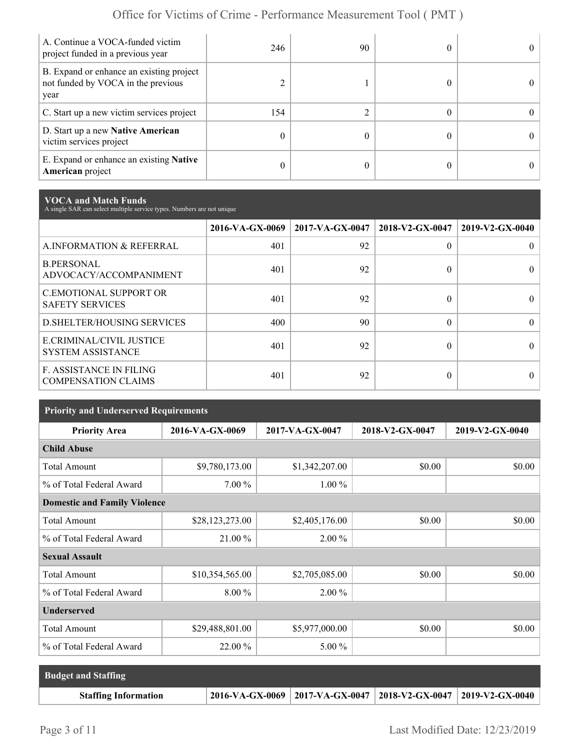| | | | | |
|---|---|---|---|---|
| A. Continue a VOCA-funded victim project funded in a previous year | 246 | 90 | 0 | 0 |
| B. Expand or enhance an existing project not funded by VOCA in the previous year | 2 | 1 | 0 | 0 |
| C. Start up a new victim services project | 154 | 2 | 0 | 0 |
| D. Start up a new **Native American** victim services project | 0 | 0 | 0 | 0 |
| E. Expand or enhance an existing **Native American** project | 0 | 0 | 0 | 0 |

## VOCA and Match Funds

A single SAR can select multiple service types. Numbers are not unique

| | 2016-VA-GX-0069 | 2017-VA-GX-0047 | 2018-V2-GX-0047 | 2019-V2-GX-0040 |
|---|---|---|---|---|
| A.INFORMATION & REFERRAL | 401 | 92 | 0 | 0 |
| B.PERSONAL ADVOCACY/ACCOMPANIMENT | 401 | 92 | 0 | 0 |
| C.EMOTIONAL SUPPORT OR SAFETY SERVICES | 401 | 92 | 0 | 0 |
| D.SHELTER/HOUSING SERVICES | 400 | 90 | 0 | 0 |
| E.CRIMINAL/CIVIL JUSTICE SYSTEM ASSISTANCE | 401 | 92 | 0 | 0 |
| F. ASSISTANCE IN FILING COMPENSATION CLAIMS | 401 | 92 | 0 | 0 |

## Priority and Underserved Requirements

| Priority Area | 2016-VA-GX-0069 | 2017-VA-GX-0047 | 2018-V2-GX-0047 | 2019-V2-GX-0040 |
|---|---|---|---|---|
| **Child Abuse** | | | | |
| Total Amount | $9,780,173.00 | $1,342,207.00 | $0.00 | $0.00 |
| % of Total Federal Award | 7.00 % | 1.00 % | | |
| **Domestic and Family Violence** | | | | |
| Total Amount | $28,123,273.00 | $2,405,176.00 | $0.00 | $0.00 |
| % of Total Federal Award | 21.00 % | 2.00 % | | |
| **Sexual Assault** | | | | |
| Total Amount | $10,354,565.00 | $2,705,085.00 | $0.00 | $0.00 |
| % of Total Federal Award | 8.00 % | 2.00 % | | |
| **Underserved** | | | | |
| Total Amount | $29,488,801.00 | $5,977,000.00 | $0.00 | $0.00 |
| % of Total Federal Award | 22.00 % | 5.00 % | | |

## Budget and Staffing

| Staffing Information | 2016-VA-GX-0069 | 2017-VA-GX-0047 | 2018-V2-GX-0047 | 2019-V2-GX-0040 |
|---|---|---|---|---|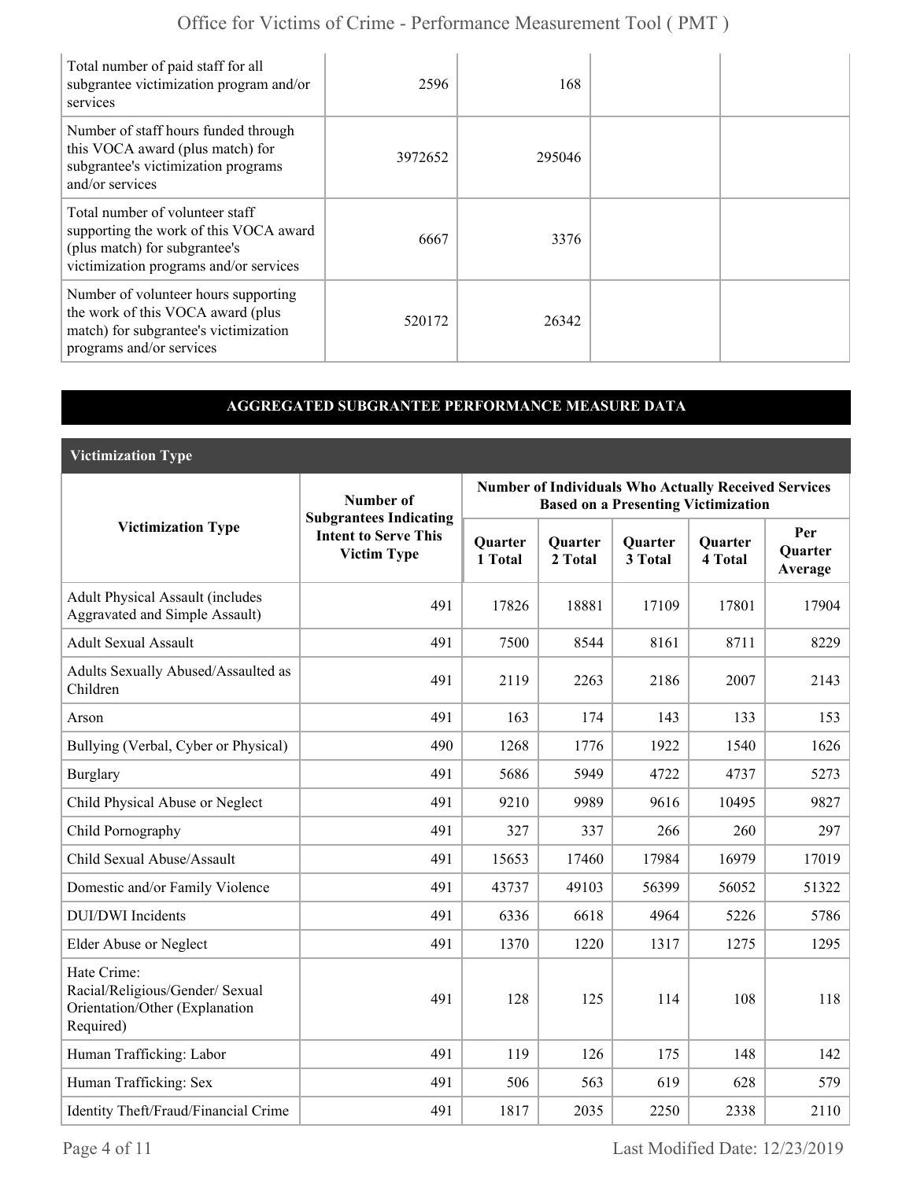| | | | | |
|---|---|---|---|---|
| Total number of paid staff for all subgrantee victimization program and/or services | 2596 | 168 | | |
| Number of staff hours funded through this VOCA award (plus match) for subgrantee's victimization programs and/or services | 3972652 | 295046 | | |
| Total number of volunteer staff supporting the work of this VOCA award (plus match) for subgrantee's victimization programs and/or services | 6667 | 3376 | | |
| Number of volunteer hours supporting the work of this VOCA award (plus match) for subgrantee's victimization programs and/or services | 520172 | 26342 | | |

## AGGREGATED SUBGRANTEE PERFORMANCE MEASURE DATA

### Victimization Type

| Victimization Type | Number of Subgrantees Indicating Intent to Serve This Victim Type | Number of Individuals Who Actually Received Services Based on a Presenting Victimization | | | | |
|---|---|---|---|---|---|---|
| | | Quarter 1 Total | Quarter 2 Total | Quarter 3 Total | Quarter 4 Total | Per Quarter Average |
| Adult Physical Assault (includes Aggravated and Simple Assault) | 491 | 17826 | 18881 | 17109 | 17801 | 17904 |
| Adult Sexual Assault | 491 | 7500 | 8544 | 8161 | 8711 | 8229 |
| Adults Sexually Abused/Assaulted as Children | 491 | 2119 | 2263 | 2186 | 2007 | 2143 |
| Arson | 491 | 163 | 174 | 143 | 133 | 153 |
| Bullying (Verbal, Cyber or Physical) | 490 | 1268 | 1776 | 1922 | 1540 | 1626 |
| Burglary | 491 | 5686 | 5949 | 4722 | 4737 | 5273 |
| Child Physical Abuse or Neglect | 491 | 9210 | 9989 | 9616 | 10495 | 9827 |
| Child Pornography | 491 | 327 | 337 | 266 | 260 | 297 |
| Child Sexual Abuse/Assault | 491 | 15653 | 17460 | 17984 | 16979 | 17019 |
| Domestic and/or Family Violence | 491 | 43737 | 49103 | 56399 | 56052 | 51322 |
| DUI/DWI Incidents | 491 | 6336 | 6618 | 4964 | 5226 | 5786 |
| Elder Abuse or Neglect | 491 | 1370 | 1220 | 1317 | 1275 | 1295 |
| Hate Crime: Racial/Religious/Gender/ Sexual Orientation/Other (Explanation Required) | 491 | 128 | 125 | 114 | 108 | 118 |
| Human Trafficking: Labor | 491 | 119 | 126 | 175 | 148 | 142 |
| Human Trafficking: Sex | 491 | 506 | 563 | 619 | 628 | 579 |
| Identity Theft/Fraud/Financial Crime | 491 | 1817 | 2035 | 2250 | 2338 | 2110 |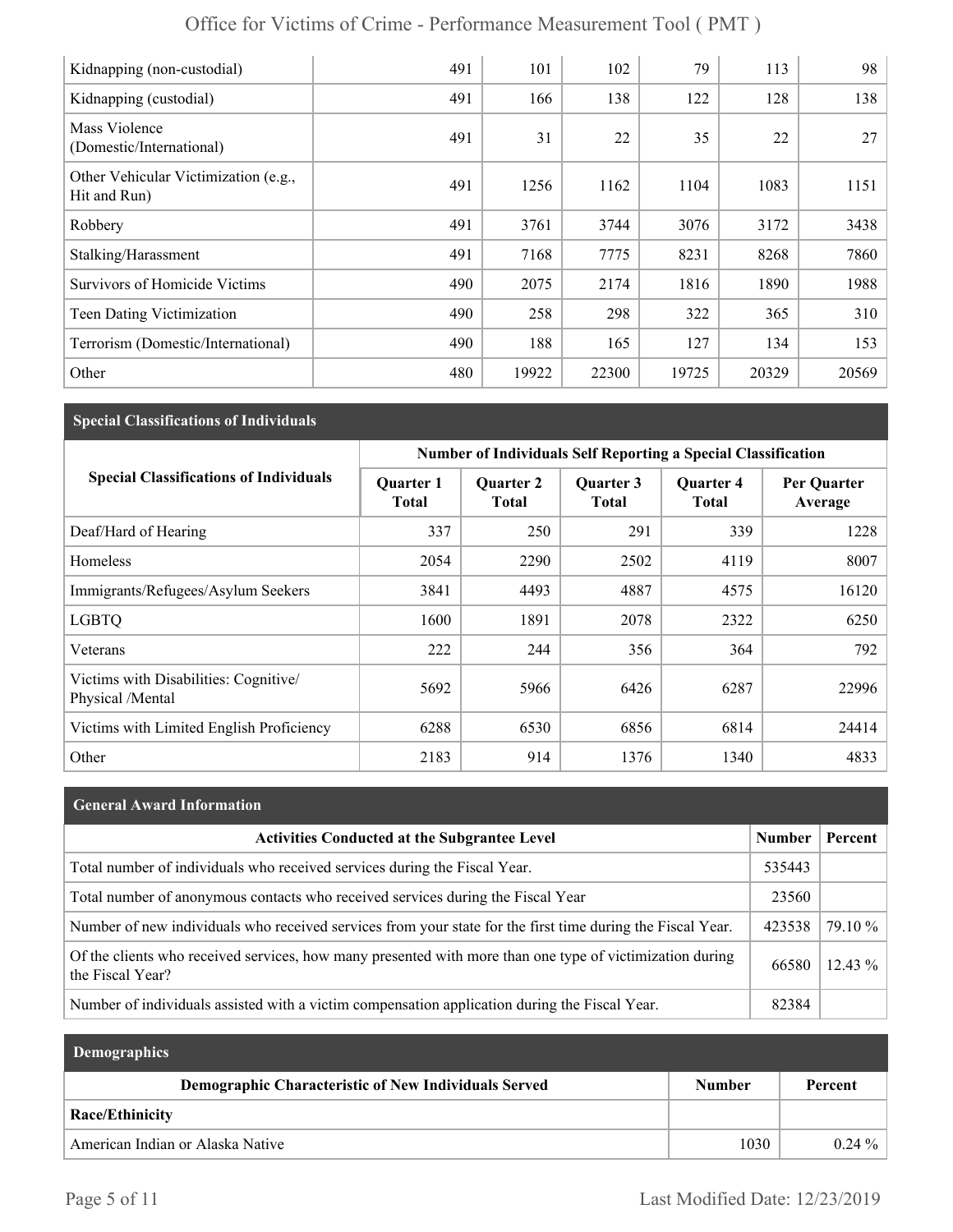| | | | | | | |
|---|---|---|---|---|---|---|
| Kidnapping (non-custodial) | 491 | 101 | 102 | 79 | 113 | 98 |
| Kidnapping (custodial) | 491 | 166 | 138 | 122 | 128 | 138 |
| Mass Violence (Domestic/International) | 491 | 31 | 22 | 35 | 22 | 27 |
| Other Vehicular Victimization (e.g., Hit and Run) | 491 | 1256 | 1162 | 1104 | 1083 | 1151 |
| Robbery | 491 | 3761 | 3744 | 3076 | 3172 | 3438 |
| Stalking/Harassment | 491 | 7168 | 7775 | 8231 | 8268 | 7860 |
| Survivors of Homicide Victims | 490 | 2075 | 2174 | 1816 | 1890 | 1988 |
| Teen Dating Victimization | 490 | 258 | 298 | 322 | 365 | 310 |
| Terrorism (Domestic/International) | 490 | 188 | 165 | 127 | 134 | 153 |
| Other | 480 | 19922 | 22300 | 19725 | 20329 | 20569 |

## Special Classifications of Individuals

| Special Classifications of Individuals | Number of Individuals Self Reporting a Special Classification | | | | |
|---|---|---|---|---|---|
| | Quarter 1 Total | Quarter 2 Total | Quarter 3 Total | Quarter 4 Total | Per Quarter Average |
| Deaf/Hard of Hearing | 337 | 250 | 291 | 339 | 1228 |
| Homeless | 2054 | 2290 | 2502 | 4119 | 8007 |
| Immigrants/Refugees/Asylum Seekers | 3841 | 4493 | 4887 | 4575 | 16120 |
| LGBTQ | 1600 | 1891 | 2078 | 2322 | 6250 |
| Veterans | 222 | 244 | 356 | 364 | 792 |
| Victims with Disabilities: Cognitive/ Physical /Mental | 5692 | 5966 | 6426 | 6287 | 22996 |
| Victims with Limited English Proficiency | 6288 | 6530 | 6856 | 6814 | 24414 |
| Other | 2183 | 914 | 1376 | 1340 | 4833 |

## General Award Information

| Activities Conducted at the Subgrantee Level | Number | Percent |
|---|---|---|
| Total number of individuals who received services during the Fiscal Year. | 535443 | |
| Total number of anonymous contacts who received services during the Fiscal Year | 23560 | |
| Number of new individuals who received services from your state for the first time during the Fiscal Year. | 423538 | 79.10 % |
| Of the clients who received services, how many presented with more than one type of victimization during the Fiscal Year? | 66580 | 12.43 % |
| Number of individuals assisted with a victim compensation application during the Fiscal Year. | 82384 | |

## Demographics

| Demographic Characteristic of New Individuals Served | Number | Percent |
|---|---|---|
| **Race/Ethinicity** | | |
| American Indian or Alaska Native | 1030 | 0.24 % |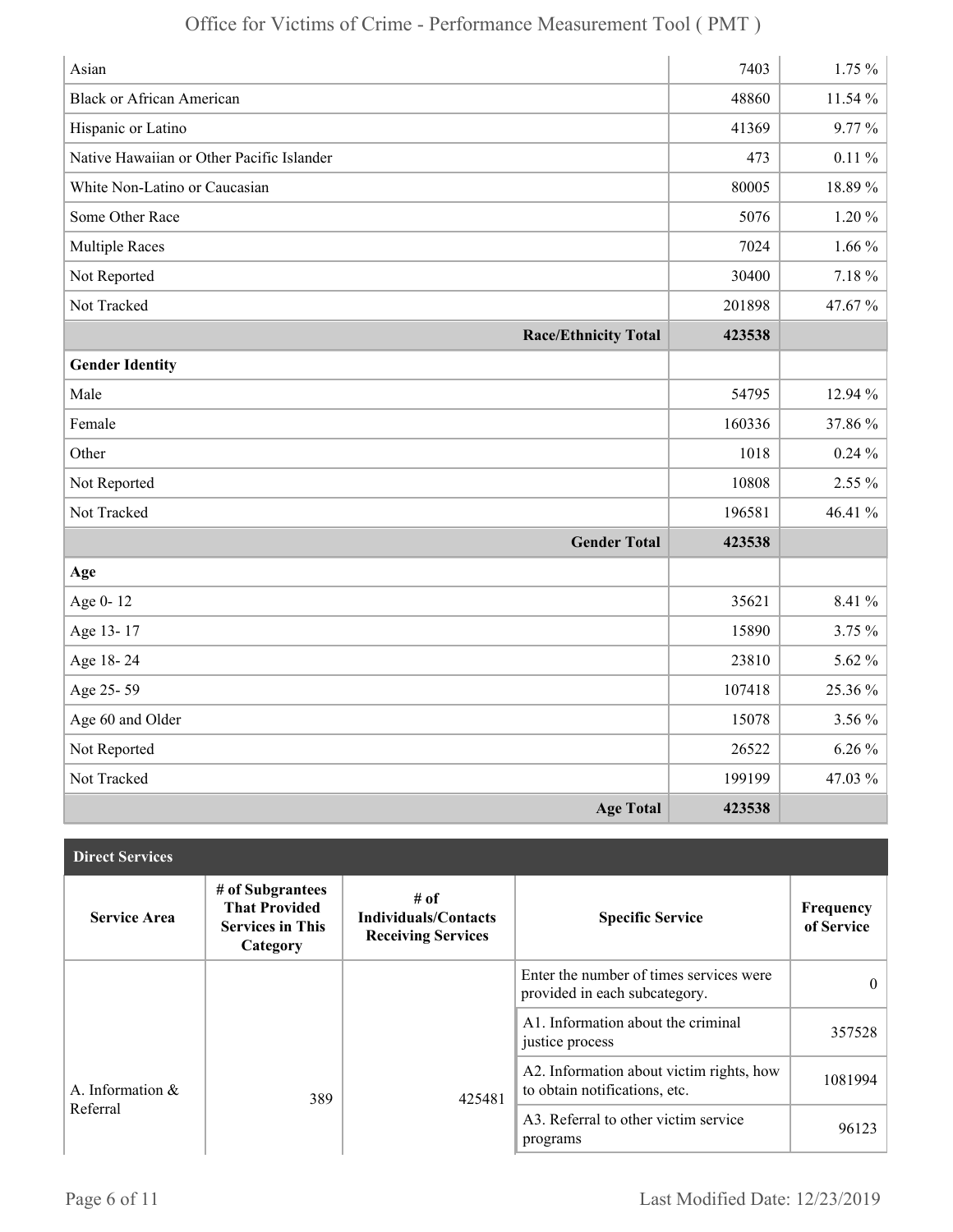| | | |
|---|---|---|
| Asian | 7403 | 1.75 % |
| Black or African American | 48860 | 11.54 % |
| Hispanic or Latino | 41369 | 9.77 % |
| Native Hawaiian or Other Pacific Islander | 473 | 0.11 % |
| White Non-Latino or Caucasian | 80005 | 18.89 % |
| Some Other Race | 5076 | 1.20 % |
| Multiple Races | 7024 | 1.66 % |
| Not Reported | 30400 | 7.18 % |
| Not Tracked | 201898 | 47.67 % |
| **Race/Ethnicity Total** | **423538** | |
| **Gender Identity** | | |
| Male | 54795 | 12.94 % |
| Female | 160336 | 37.86 % |
| Other | 1018 | 0.24 % |
| Not Reported | 10808 | 2.55 % |
| Not Tracked | 196581 | 46.41 % |
| **Gender Total** | **423538** | |
| **Age** | | |
| Age 0- 12 | 35621 | 8.41 % |
| Age 13- 17 | 15890 | 3.75 % |
| Age 18- 24 | 23810 | 5.62 % |
| Age 25- 59 | 107418 | 25.36 % |
| Age 60 and Older | 15078 | 3.56 % |
| Not Reported | 26522 | 6.26 % |
| Not Tracked | 199199 | 47.03 % |
| **Age Total** | **423538** | |

**Direct Services**

| Service Area | # of Subgrantees That Provided Services in This Category | # of Individuals/Contacts Receiving Services | Specific Service | Frequency of Service |
|---|---|---|---|---|
| A. Information & Referral | 389 | 425481 | Enter the number of times services were provided in each subcategory. | 0 |
| | | | A1. Information about the criminal justice process | 357528 |
| | | | A2. Information about victim rights, how to obtain notifications, etc. | 1081994 |
| | | | A3. Referral to other victim service programs | 96123 |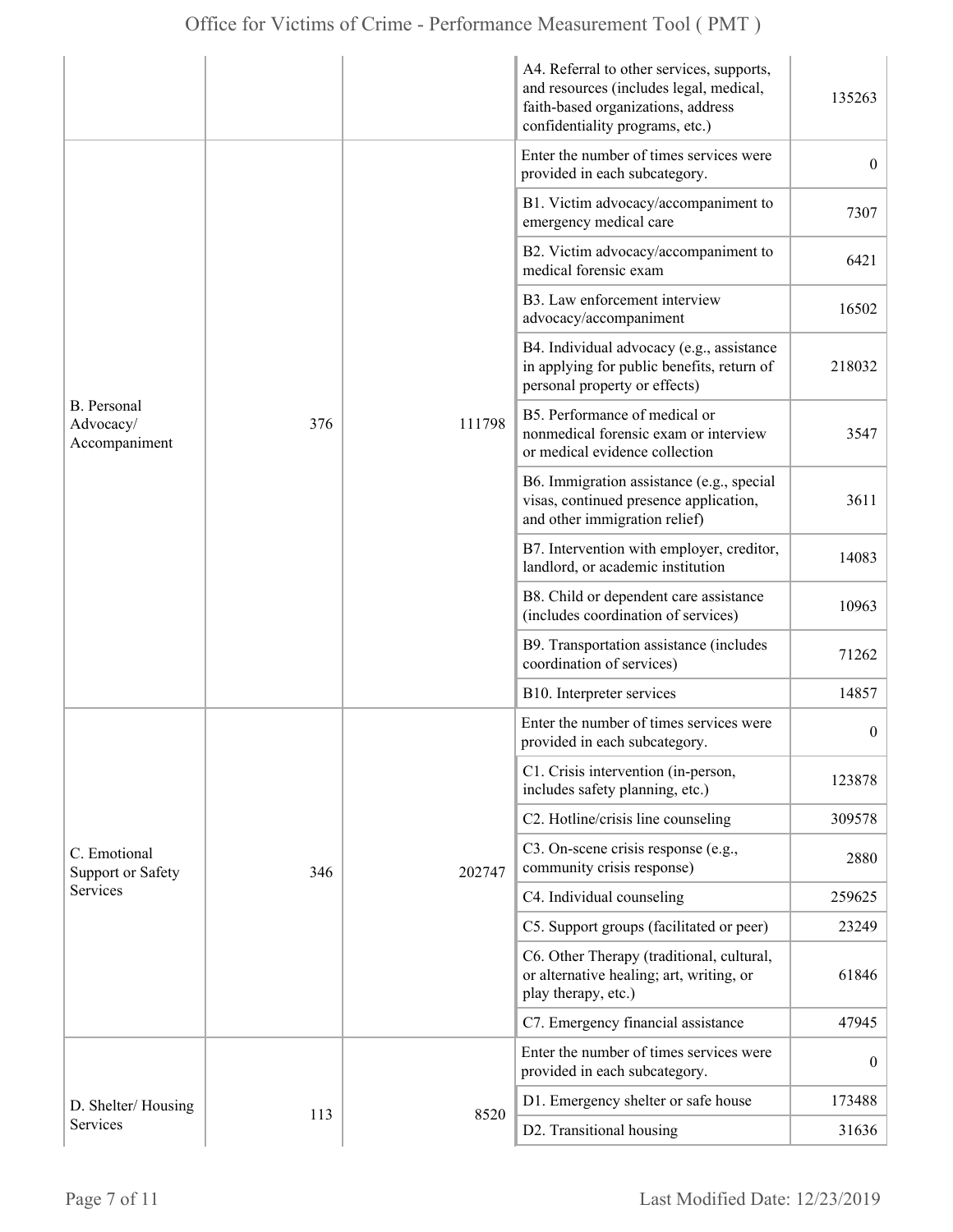| | | | | |
|---|---|---|---|---|
| | | | A4. Referral to other services, supports, and resources (includes legal, medical, faith-based organizations, address confidentiality programs, etc.) | 135263 |
| B. Personal Advocacy/ Accompaniment | 376 | 111798 | Enter the number of times services were provided in each subcategory. | 0 |
| | | | B1. Victim advocacy/accompaniment to emergency medical care | 7307 |
| | | | B2. Victim advocacy/accompaniment to medical forensic exam | 6421 |
| | | | B3. Law enforcement interview advocacy/accompaniment | 16502 |
| | | | B4. Individual advocacy (e.g., assistance in applying for public benefits, return of personal property or effects) | 218032 |
| | | | B5. Performance of medical or nonmedical forensic exam or interview or medical evidence collection | 3547 |
| | | | B6. Immigration assistance (e.g., special visas, continued presence application, and other immigration relief) | 3611 |
| | | | B7. Intervention with employer, creditor, landlord, or academic institution | 14083 |
| | | | B8. Child or dependent care assistance (includes coordination of services) | 10963 |
| | | | B9. Transportation assistance (includes coordination of services) | 71262 |
| | | | B10. Interpreter services | 14857 |
| C. Emotional Support or Safety Services | 346 | 202747 | Enter the number of times services were provided in each subcategory. | 0 |
| | | | C1. Crisis intervention (in-person, includes safety planning, etc.) | 123878 |
| | | | C2. Hotline/crisis line counseling | 309578 |
| | | | C3. On-scene crisis response (e.g., community crisis response) | 2880 |
| | | | C4. Individual counseling | 259625 |
| | | | C5. Support groups (facilitated or peer) | 23249 |
| | | | C6. Other Therapy (traditional, cultural, or alternative healing; art, writing, or play therapy, etc.) | 61846 |
| | | | C7. Emergency financial assistance | 47945 |
| D. Shelter/ Housing Services | 113 | 8520 | Enter the number of times services were provided in each subcategory. | 0 |
| | | | D1. Emergency shelter or safe house | 173488 |
| | | | D2. Transitional housing | 31636 |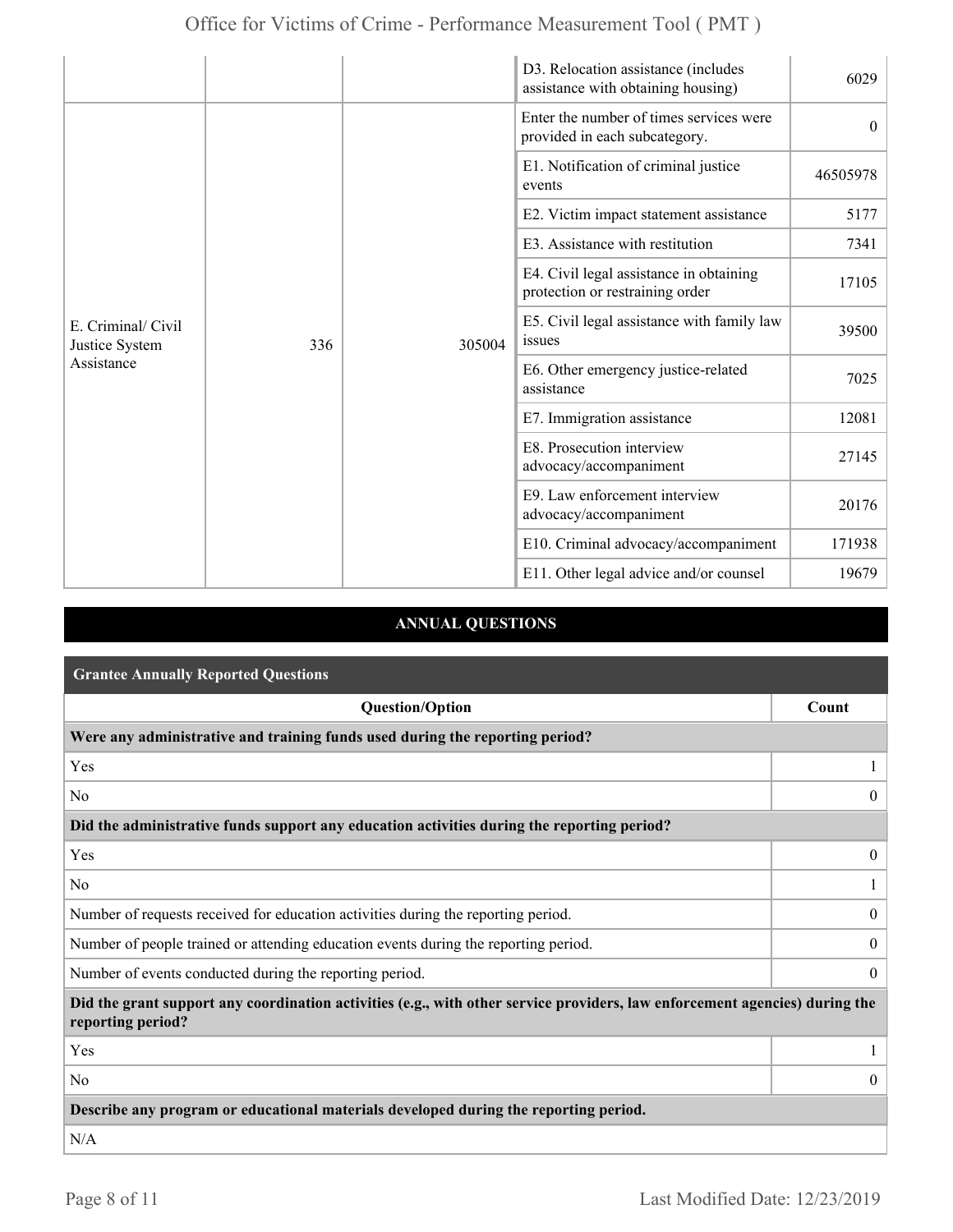| | | | D3. Relocation assistance (includes assistance with obtaining housing) | 6029 |
|---|---|---|---|---|
| E. Criminal/ Civil Justice System Assistance | 336 | 305004 | Enter the number of times services were provided in each subcategory. | 0 |
| | | | E1. Notification of criminal justice events | 46505978 |
| | | | E2. Victim impact statement assistance | 5177 |
| | | | E3. Assistance with restitution | 7341 |
| | | | E4. Civil legal assistance in obtaining protection or restraining order | 17105 |
| | | | E5. Civil legal assistance with family law issues | 39500 |
| | | | E6. Other emergency justice-related assistance | 7025 |
| | | | E7. Immigration assistance | 12081 |
| | | | E8. Prosecution interview advocacy/accompaniment | 27145 |
| | | | E9. Law enforcement interview advocacy/accompaniment | 20176 |
| | | | E10. Criminal advocacy/accompaniment | 171938 |
| | | | E11. Other legal advice and/or counsel | 19679 |

## ANNUAL QUESTIONS

### Grantee Annually Reported Questions

| Question/Option | Count |
|---|---|
| **Were any administrative and training funds used during the reporting period?** | |
| Yes | 1 |
| No | 0 |
| **Did the administrative funds support any education activities during the reporting period?** | |
| Yes | 0 |
| No | 1 |
| Number of requests received for education activities during the reporting period. | 0 |
| Number of people trained or attending education events during the reporting period. | 0 |
| Number of events conducted during the reporting period. | 0 |
| **Did the grant support any coordination activities (e.g., with other service providers, law enforcement agencies) during the reporting period?** | |
| Yes | 1 |
| No | 0 |
| **Describe any program or educational materials developed during the reporting period.** | |
| N/A | |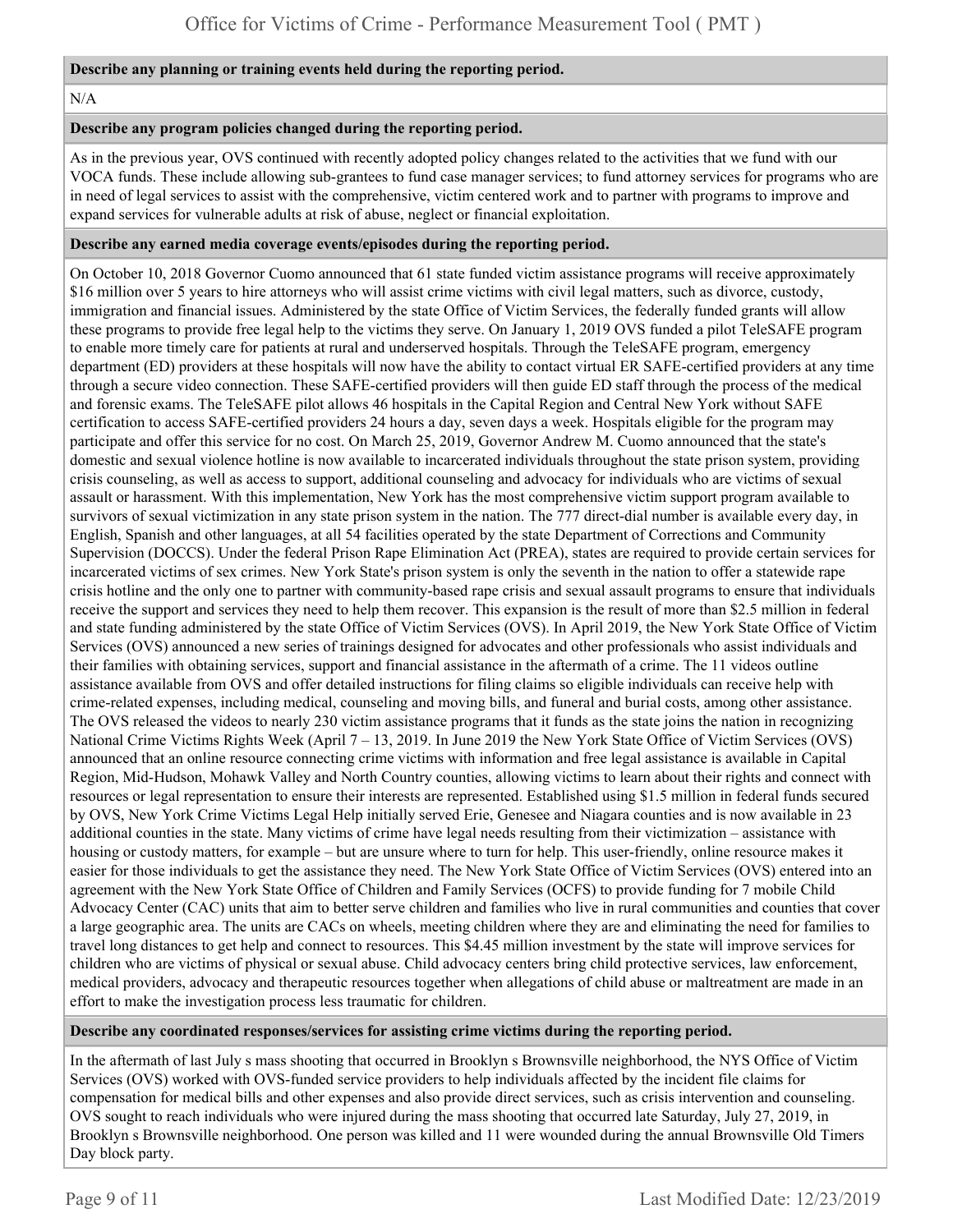**Describe any planning or training events held during the reporting period.**

N/A

**Describe any program policies changed during the reporting period.**

As in the previous year, OVS continued with recently adopted policy changes related to the activities that we fund with our VOCA funds. These include allowing sub-grantees to fund case manager services; to fund attorney services for programs who are in need of legal services to assist with the comprehensive, victim centered work and to partner with programs to improve and expand services for vulnerable adults at risk of abuse, neglect or financial exploitation.

**Describe any earned media coverage events/episodes during the reporting period.**

On October 10, 2018 Governor Cuomo announced that 61 state funded victim assistance programs will receive approximately $16 million over 5 years to hire attorneys who will assist crime victims with civil legal matters, such as divorce, custody, immigration and financial issues. Administered by the state Office of Victim Services, the federally funded grants will allow these programs to provide free legal help to the victims they serve. On January 1, 2019 OVS funded a pilot TeleSAFE program to enable more timely care for patients at rural and underserved hospitals. Through the TeleSAFE program, emergency department (ED) providers at these hospitals will now have the ability to contact virtual ER SAFE-certified providers at any time through a secure video connection. These SAFE-certified providers will then guide ED staff through the process of the medical and forensic exams. The TeleSAFE pilot allows 46 hospitals in the Capital Region and Central New York without SAFE certification to access SAFE-certified providers 24 hours a day, seven days a week. Hospitals eligible for the program may participate and offer this service for no cost. On March 25, 2019, Governor Andrew M. Cuomo announced that the state's domestic and sexual violence hotline is now available to incarcerated individuals throughout the state prison system, providing crisis counseling, as well as access to support, additional counseling and advocacy for individuals who are victims of sexual assault or harassment. With this implementation, New York has the most comprehensive victim support program available to survivors of sexual victimization in any state prison system in the nation. The 777 direct-dial number is available every day, in English, Spanish and other languages, at all 54 facilities operated by the state Department of Corrections and Community Supervision (DOCCS). Under the federal Prison Rape Elimination Act (PREA), states are required to provide certain services for incarcerated victims of sex crimes. New York State's prison system is only the seventh in the nation to offer a statewide rape crisis hotline and the only one to partner with community-based rape crisis and sexual assault programs to ensure that individuals receive the support and services they need to help them recover. This expansion is the result of more than $2.5 million in federal and state funding administered by the state Office of Victim Services (OVS). In April 2019, the New York State Office of Victim Services (OVS) announced a new series of trainings designed for advocates and other professionals who assist individuals and their families with obtaining services, support and financial assistance in the aftermath of a crime. The 11 videos outline assistance available from OVS and offer detailed instructions for filing claims so eligible individuals can receive help with crime-related expenses, including medical, counseling and moving bills, and funeral and burial costs, among other assistance. The OVS released the videos to nearly 230 victim assistance programs that it funds as the state joins the nation in recognizing National Crime Victims Rights Week (April 7 – 13, 2019. In June 2019 the New York State Office of Victim Services (OVS) announced that an online resource connecting crime victims with information and free legal assistance is available in Capital Region, Mid-Hudson, Mohawk Valley and North Country counties, allowing victims to learn about their rights and connect with resources or legal representation to ensure their interests are represented. Established using $1.5 million in federal funds secured by OVS, New York Crime Victims Legal Help initially served Erie, Genesee and Niagara counties and is now available in 23 additional counties in the state. Many victims of crime have legal needs resulting from their victimization – assistance with housing or custody matters, for example – but are unsure where to turn for help. This user-friendly, online resource makes it easier for those individuals to get the assistance they need. The New York State Office of Victim Services (OVS) entered into an agreement with the New York State Office of Children and Family Services (OCFS) to provide funding for 7 mobile Child Advocacy Center (CAC) units that aim to better serve children and families who live in rural communities and counties that cover a large geographic area. The units are CACs on wheels, meeting children where they are and eliminating the need for families to travel long distances to get help and connect to resources. This $4.45 million investment by the state will improve services for children who are victims of physical or sexual abuse. Child advocacy centers bring child protective services, law enforcement, medical providers, advocacy and therapeutic resources together when allegations of child abuse or maltreatment are made in an effort to make the investigation process less traumatic for children.

**Describe any coordinated responses/services for assisting crime victims during the reporting period.**

In the aftermath of last July s mass shooting that occurred in Brooklyn s Brownsville neighborhood, the NYS Office of Victim Services (OVS) worked with OVS-funded service providers to help individuals affected by the incident file claims for compensation for medical bills and other expenses and also provide direct services, such as crisis intervention and counseling. OVS sought to reach individuals who were injured during the mass shooting that occurred late Saturday, July 27, 2019, in Brooklyn s Brownsville neighborhood. One person was killed and 11 were wounded during the annual Brownsville Old Timers Day block party.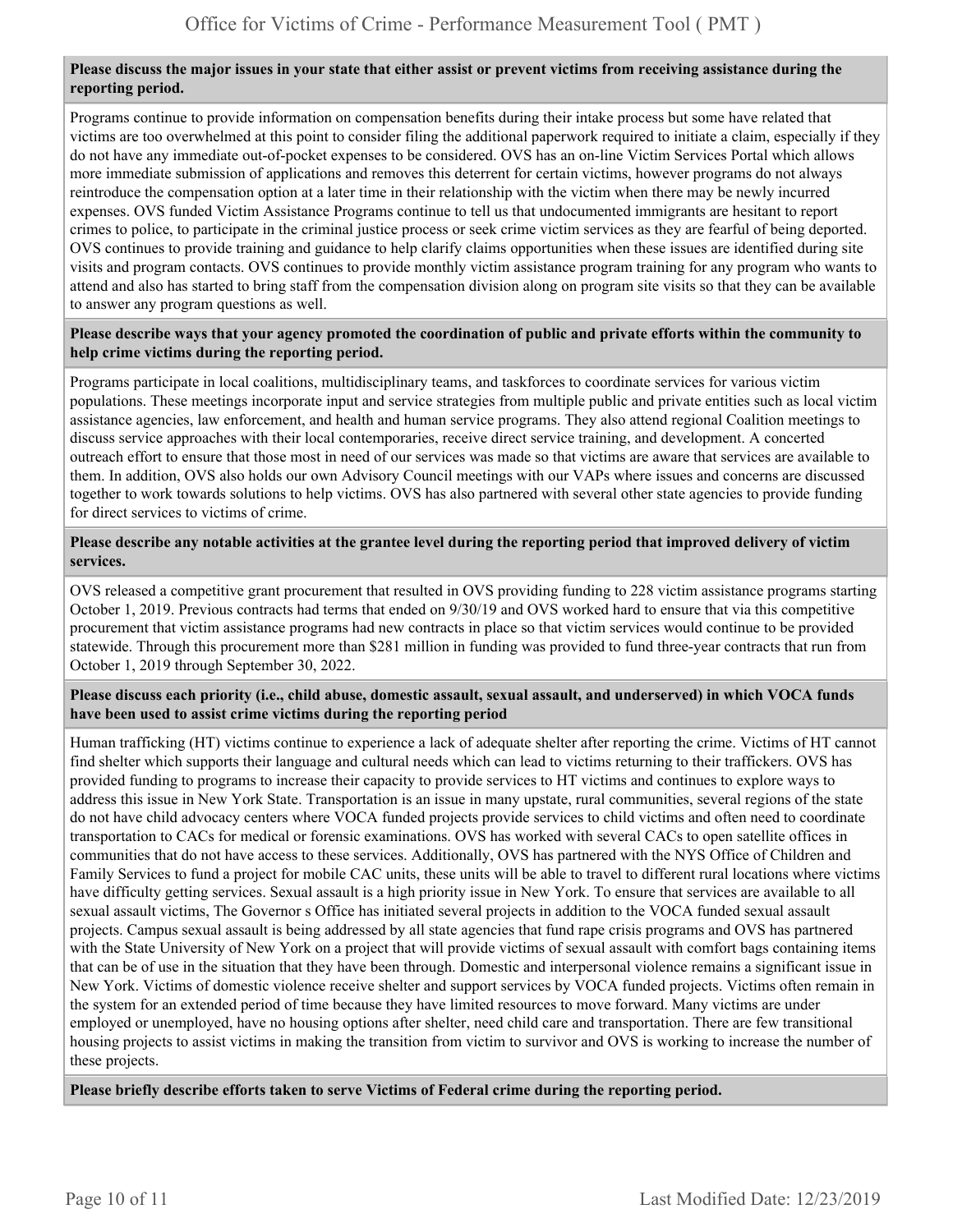**Please discuss the major issues in your state that either assist or prevent victims from receiving assistance during the reporting period.**

Programs continue to provide information on compensation benefits during their intake process but some have related that victims are too overwhelmed at this point to consider filing the additional paperwork required to initiate a claim, especially if they do not have any immediate out-of-pocket expenses to be considered. OVS has an on-line Victim Services Portal which allows more immediate submission of applications and removes this deterrent for certain victims, however programs do not always reintroduce the compensation option at a later time in their relationship with the victim when there may be newly incurred expenses. OVS funded Victim Assistance Programs continue to tell us that undocumented immigrants are hesitant to report crimes to police, to participate in the criminal justice process or seek crime victim services as they are fearful of being deported. OVS continues to provide training and guidance to help clarify claims opportunities when these issues are identified during site visits and program contacts. OVS continues to provide monthly victim assistance program training for any program who wants to attend and also has started to bring staff from the compensation division along on program site visits so that they can be available to answer any program questions as well.

**Please describe ways that your agency promoted the coordination of public and private efforts within the community to help crime victims during the reporting period.**

Programs participate in local coalitions, multidisciplinary teams, and taskforces to coordinate services for various victim populations. These meetings incorporate input and service strategies from multiple public and private entities such as local victim assistance agencies, law enforcement, and health and human service programs. They also attend regional Coalition meetings to discuss service approaches with their local contemporaries, receive direct service training, and development. A concerted outreach effort to ensure that those most in need of our services was made so that victims are aware that services are available to them. In addition, OVS also holds our own Advisory Council meetings with our VAPs where issues and concerns are discussed together to work towards solutions to help victims. OVS has also partnered with several other state agencies to provide funding for direct services to victims of crime.

**Please describe any notable activities at the grantee level during the reporting period that improved delivery of victim services.**

OVS released a competitive grant procurement that resulted in OVS providing funding to 228 victim assistance programs starting October 1, 2019. Previous contracts had terms that ended on 9/30/19 and OVS worked hard to ensure that via this competitive procurement that victim assistance programs had new contracts in place so that victim services would continue to be provided statewide. Through this procurement more than $281 million in funding was provided to fund three-year contracts that run from October 1, 2019 through September 30, 2022.

**Please discuss each priority (i.e., child abuse, domestic assault, sexual assault, and underserved) in which VOCA funds have been used to assist crime victims during the reporting period**

Human trafficking (HT) victims continue to experience a lack of adequate shelter after reporting the crime. Victims of HT cannot find shelter which supports their language and cultural needs which can lead to victims returning to their traffickers. OVS has provided funding to programs to increase their capacity to provide services to HT victims and continues to explore ways to address this issue in New York State. Transportation is an issue in many upstate, rural communities, several regions of the state do not have child advocacy centers where VOCA funded projects provide services to child victims and often need to coordinate transportation to CACs for medical or forensic examinations. OVS has worked with several CACs to open satellite offices in communities that do not have access to these services. Additionally, OVS has partnered with the NYS Office of Children and Family Services to fund a project for mobile CAC units, these units will be able to travel to different rural locations where victims have difficulty getting services. Sexual assault is a high priority issue in New York. To ensure that services are available to all sexual assault victims, The Governor s Office has initiated several projects in addition to the VOCA funded sexual assault projects. Campus sexual assault is being addressed by all state agencies that fund rape crisis programs and OVS has partnered with the State University of New York on a project that will provide victims of sexual assault with comfort bags containing items that can be of use in the situation that they have been through. Domestic and interpersonal violence remains a significant issue in New York. Victims of domestic violence receive shelter and support services by VOCA funded projects. Victims often remain in the system for an extended period of time because they have limited resources to move forward. Many victims are under employed or unemployed, have no housing options after shelter, need child care and transportation. There are few transitional housing projects to assist victims in making the transition from victim to survivor and OVS is working to increase the number of these projects.

**Please briefly describe efforts taken to serve Victims of Federal crime during the reporting period.**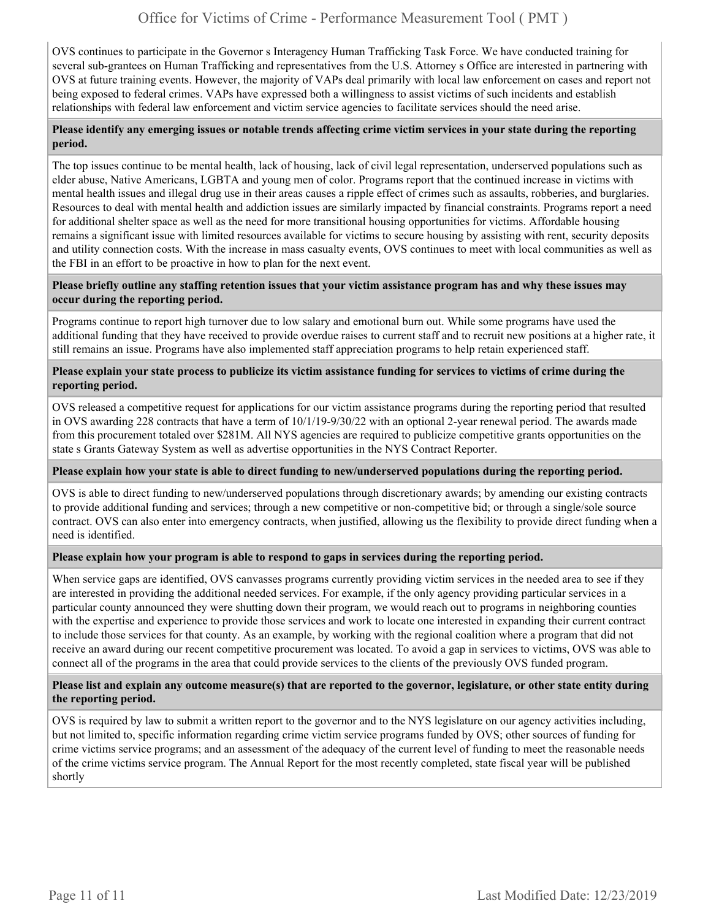OVS continues to participate in the Governor s Interagency Human Trafficking Task Force. We have conducted training for several sub-grantees on Human Trafficking and representatives from the U.S. Attorney s Office are interested in partnering with OVS at future training events. However, the majority of VAPs deal primarily with local law enforcement on cases and report not being exposed to federal crimes. VAPs have expressed both a willingness to assist victims of such incidents and establish relationships with federal law enforcement and victim service agencies to facilitate services should the need arise.

**Please identify any emerging issues or notable trends affecting crime victim services in your state during the reporting period.**

The top issues continue to be mental health, lack of housing, lack of civil legal representation, underserved populations such as elder abuse, Native Americans, LGBTA and young men of color. Programs report that the continued increase in victims with mental health issues and illegal drug use in their areas causes a ripple effect of crimes such as assaults, robberies, and burglaries. Resources to deal with mental health and addiction issues are similarly impacted by financial constraints. Programs report a need for additional shelter space as well as the need for more transitional housing opportunities for victims. Affordable housing remains a significant issue with limited resources available for victims to secure housing by assisting with rent, security deposits and utility connection costs. With the increase in mass casualty events, OVS continues to meet with local communities as well as the FBI in an effort to be proactive in how to plan for the next event.

**Please briefly outline any staffing retention issues that your victim assistance program has and why these issues may occur during the reporting period.**

Programs continue to report high turnover due to low salary and emotional burn out. While some programs have used the additional funding that they have received to provide overdue raises to current staff and to recruit new positions at a higher rate, it still remains an issue. Programs have also implemented staff appreciation programs to help retain experienced staff.

**Please explain your state process to publicize its victim assistance funding for services to victims of crime during the reporting period.**

OVS released a competitive request for applications for our victim assistance programs during the reporting period that resulted in OVS awarding 228 contracts that have a term of 10/1/19-9/30/22 with an optional 2-year renewal period. The awards made from this procurement totaled over $281M. All NYS agencies are required to publicize competitive grants opportunities on the state s Grants Gateway System as well as advertise opportunities in the NYS Contract Reporter.

**Please explain how your state is able to direct funding to new/underserved populations during the reporting period.**

OVS is able to direct funding to new/underserved populations through discretionary awards; by amending our existing contracts to provide additional funding and services; through a new competitive or non-competitive bid; or through a single/sole source contract. OVS can also enter into emergency contracts, when justified, allowing us the flexibility to provide direct funding when a need is identified.

**Please explain how your program is able to respond to gaps in services during the reporting period.**

When service gaps are identified, OVS canvasses programs currently providing victim services in the needed area to see if they are interested in providing the additional needed services. For example, if the only agency providing particular services in a particular county announced they were shutting down their program, we would reach out to programs in neighboring counties with the expertise and experience to provide those services and work to locate one interested in expanding their current contract to include those services for that county. As an example, by working with the regional coalition where a program that did not receive an award during our recent competitive procurement was located. To avoid a gap in services to victims, OVS was able to connect all of the programs in the area that could provide services to the clients of the previously OVS funded program.

**Please list and explain any outcome measure(s) that are reported to the governor, legislature, or other state entity during the reporting period.**

OVS is required by law to submit a written report to the governor and to the NYS legislature on our agency activities including, but not limited to, specific information regarding crime victim service programs funded by OVS; other sources of funding for crime victims service programs; and an assessment of the adequacy of the current level of funding to meet the reasonable needs of the crime victims service program. The Annual Report for the most recently completed, state fiscal year will be published shortly